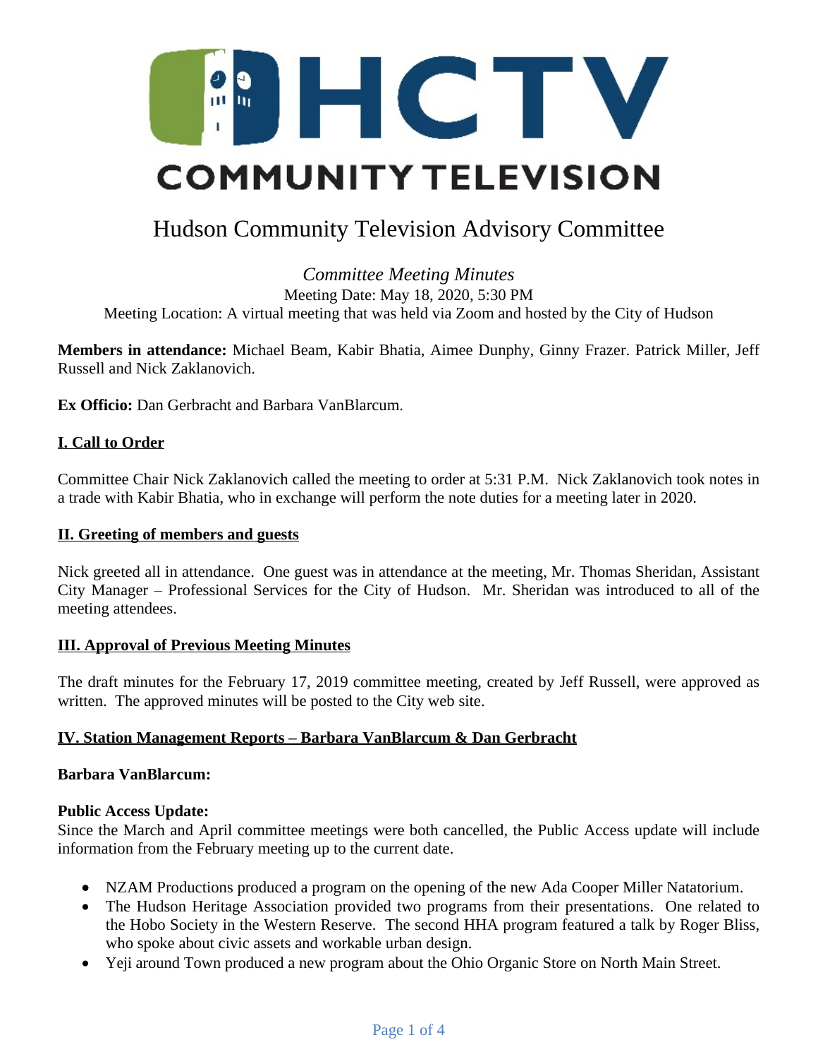# HCTV COMMUNITY TELEVISION

## Hudson Community Television Advisory Committee

*Committee Meeting Minutes*

Meeting Date: May 18, 2020, 5:30 PM

Meeting Location: A virtual meeting that was held via Zoom and hosted by the City of Hudson

**Members in attendance:** Michael Beam, Kabir Bhatia, Aimee Dunphy, Ginny Frazer. Patrick Miller, Jeff Russell and Nick Zaklanovich.

**Ex Officio:** Dan Gerbracht and Barbara VanBlarcum.

### I. Call to Order

Committee Chair Nick Zaklanovich called the meeting to order at 5:31 P.M. Nick Zaklanovich took notes in a trade with Kabir Bhatia, who in exchange will perform the note duties for a meeting later in 2020.

### II. Greeting of members and guests

Nick greeted all in attendance. One guest was in attendance at the meeting, Mr. Thomas Sheridan, Assistant City Manager – Professional Services for the City of Hudson. Mr. Sheridan was introduced to all of the meeting attendees.

### III. Approval of Previous Meeting Minutes

The draft minutes for the February 17, 2019 committee meeting, created by Jeff Russell, were approved as written. The approved minutes will be posted to the City web site.

### IV. Station Management Reports – Barbara VanBlarcum & Dan Gerbracht

**Barbara VanBlarcum:**

**Public Access Update:**

Since the March and April committee meetings were both cancelled, the Public Access update will include information from the February meeting up to the current date.

- NZAM Productions produced a program on the opening of the new Ada Cooper Miller Natatorium.
- The Hudson Heritage Association provided two programs from their presentations. One related to the Hobo Society in the Western Reserve. The second HHA program featured a talk by Roger Bliss, who spoke about civic assets and workable urban design.
- Yeji around Town produced a new program about the Ohio Organic Store on North Main Street.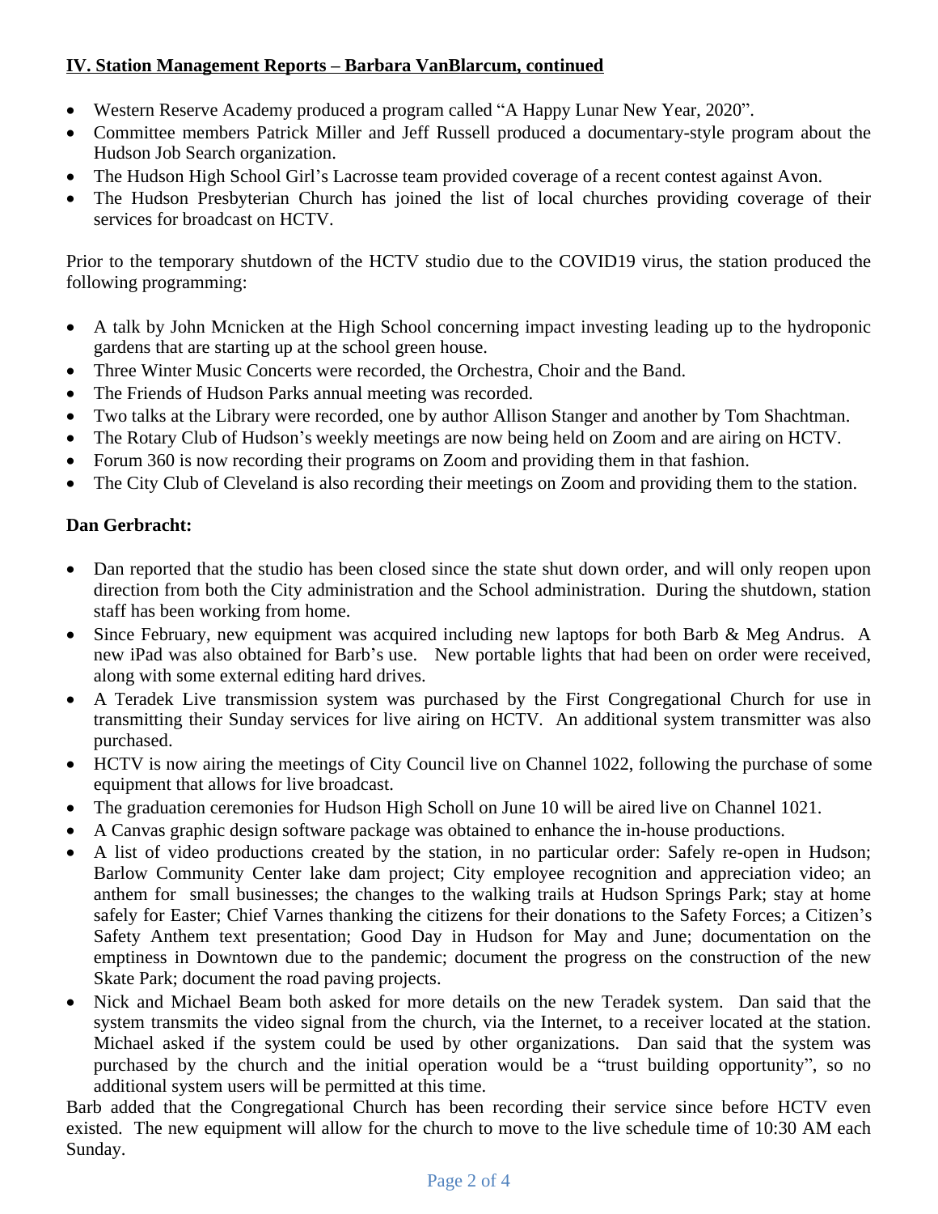**IV. Station Management Reports – Barbara VanBlarcum, continued**

- Western Reserve Academy produced a program called "A Happy Lunar New Year, 2020".
- Committee members Patrick Miller and Jeff Russell produced a documentary-style program about the Hudson Job Search organization.
- The Hudson High School Girl's Lacrosse team provided coverage of a recent contest against Avon.
- The Hudson Presbyterian Church has joined the list of local churches providing coverage of their services for broadcast on HCTV.

Prior to the temporary shutdown of the HCTV studio due to the COVID19 virus, the station produced the following programming:

- A talk by John Mcnicken at the High School concerning impact investing leading up to the hydroponic gardens that are starting up at the school green house.
- Three Winter Music Concerts were recorded, the Orchestra, Choir and the Band.
- The Friends of Hudson Parks annual meeting was recorded.
- Two talks at the Library were recorded, one by author Allison Stanger and another by Tom Shachtman.
- The Rotary Club of Hudson's weekly meetings are now being held on Zoom and are airing on HCTV.
- Forum 360 is now recording their programs on Zoom and providing them in that fashion.
- The City Club of Cleveland is also recording their meetings on Zoom and providing them to the station.

**Dan Gerbracht:**

- Dan reported that the studio has been closed since the state shut down order, and will only reopen upon direction from both the City administration and the School administration. During the shutdown, station staff has been working from home.
- Since February, new equipment was acquired including new laptops for both Barb & Meg Andrus. A new iPad was also obtained for Barb's use. New portable lights that had been on order were received, along with some external editing hard drives.
- A Teradek Live transmission system was purchased by the First Congregational Church for use in transmitting their Sunday services for live airing on HCTV. An additional system transmitter was also purchased.
- HCTV is now airing the meetings of City Council live on Channel 1022, following the purchase of some equipment that allows for live broadcast.
- The graduation ceremonies for Hudson High Scholl on June 10 will be aired live on Channel 1021.
- A Canvas graphic design software package was obtained to enhance the in-house productions.
- A list of video productions created by the station, in no particular order: Safely re-open in Hudson; Barlow Community Center lake dam project; City employee recognition and appreciation video; an anthem for small businesses; the changes to the walking trails at Hudson Springs Park; stay at home safely for Easter; Chief Varnes thanking the citizens for their donations to the Safety Forces; a Citizen's Safety Anthem text presentation; Good Day in Hudson for May and June; documentation on the emptiness in Downtown due to the pandemic; document the progress on the construction of the new Skate Park; document the road paving projects.
- Nick and Michael Beam both asked for more details on the new Teradek system. Dan said that the system transmits the video signal from the church, via the Internet, to a receiver located at the station. Michael asked if the system could be used by other organizations. Dan said that the system was purchased by the church and the initial operation would be a "trust building opportunity", so no additional system users will be permitted at this time.

Barb added that the Congregational Church has been recording their service since before HCTV even existed. The new equipment will allow for the church to move to the live schedule time of 10:30 AM each Sunday.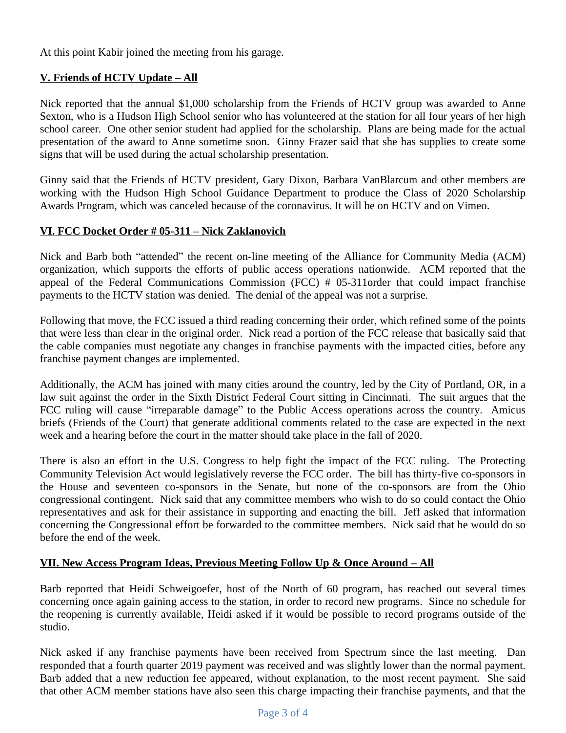At this point Kabir joined the meeting from his garage.

**V. Friends of HCTV Update – All**

Nick reported that the annual $1,000 scholarship from the Friends of HCTV group was awarded to Anne Sexton, who is a Hudson High School senior who has volunteered at the station for all four years of her high school career. One other senior student had applied for the scholarship. Plans are being made for the actual presentation of the award to Anne sometime soon. Ginny Frazer said that she has supplies to create some signs that will be used during the actual scholarship presentation.

Ginny said that the Friends of HCTV president, Gary Dixon, Barbara VanBlarcum and other members are working with the Hudson High School Guidance Department to produce the Class of 2020 Scholarship Awards Program, which was canceled because of the coronavirus. It will be on HCTV and on Vimeo.

**VI. FCC Docket Order # 05-311 – Nick Zaklanovich**

Nick and Barb both "attended" the recent on-line meeting of the Alliance for Community Media (ACM) organization, which supports the efforts of public access operations nationwide. ACM reported that the appeal of the Federal Communications Commission (FCC) # 05-311order that could impact franchise payments to the HCTV station was denied. The denial of the appeal was not a surprise.

Following that move, the FCC issued a third reading concerning their order, which refined some of the points that were less than clear in the original order. Nick read a portion of the FCC release that basically said that the cable companies must negotiate any changes in franchise payments with the impacted cities, before any franchise payment changes are implemented.

Additionally, the ACM has joined with many cities around the country, led by the City of Portland, OR, in a law suit against the order in the Sixth District Federal Court sitting in Cincinnati. The suit argues that the FCC ruling will cause "irreparable damage" to the Public Access operations across the country. Amicus briefs (Friends of the Court) that generate additional comments related to the case are expected in the next week and a hearing before the court in the matter should take place in the fall of 2020.

There is also an effort in the U.S. Congress to help fight the impact of the FCC ruling. The Protecting Community Television Act would legislatively reverse the FCC order. The bill has thirty-five co-sponsors in the House and seventeen co-sponsors in the Senate, but none of the co-sponsors are from the Ohio congressional contingent. Nick said that any committee members who wish to do so could contact the Ohio representatives and ask for their assistance in supporting and enacting the bill. Jeff asked that information concerning the Congressional effort be forwarded to the committee members. Nick said that he would do so before the end of the week.

**VII. New Access Program Ideas, Previous Meeting Follow Up & Once Around – All**

Barb reported that Heidi Schweigoefer, host of the North of 60 program, has reached out several times concerning once again gaining access to the station, in order to record new programs. Since no schedule for the reopening is currently available, Heidi asked if it would be possible to record programs outside of the studio.

Nick asked if any franchise payments have been received from Spectrum since the last meeting. Dan responded that a fourth quarter 2019 payment was received and was slightly lower than the normal payment. Barb added that a new reduction fee appeared, without explanation, to the most recent payment. She said that other ACM member stations have also seen this charge impacting their franchise payments, and that the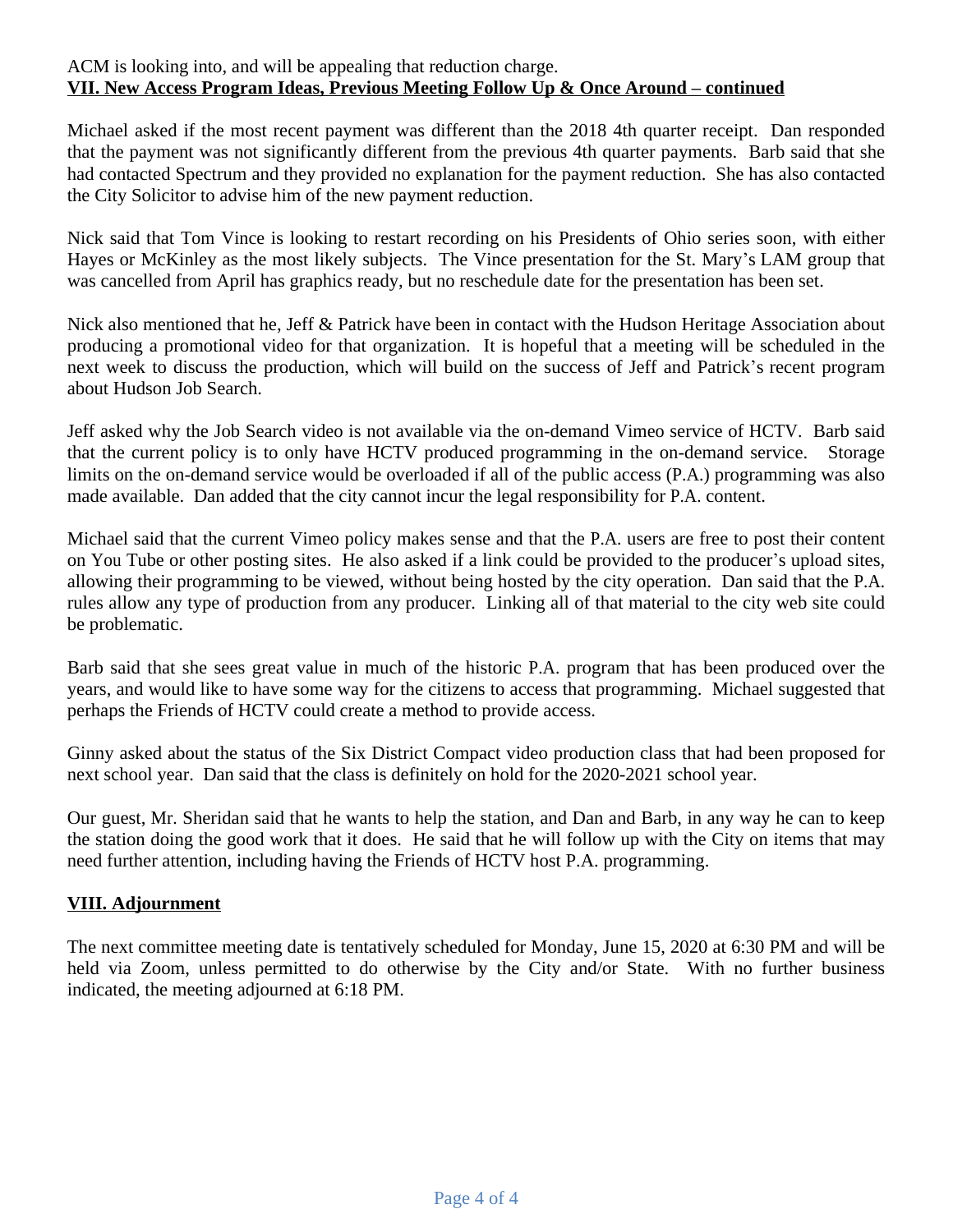ACM is looking into, and will be appealing that reduction charge.

**VII. New Access Program Ideas, Previous Meeting Follow Up & Once Around – continued**

Michael asked if the most recent payment was different than the 2018 4th quarter receipt. Dan responded that the payment was not significantly different from the previous 4th quarter payments. Barb said that she had contacted Spectrum and they provided no explanation for the payment reduction. She has also contacted the City Solicitor to advise him of the new payment reduction.

Nick said that Tom Vince is looking to restart recording on his Presidents of Ohio series soon, with either Hayes or McKinley as the most likely subjects. The Vince presentation for the St. Mary's LAM group that was cancelled from April has graphics ready, but no reschedule date for the presentation has been set.

Nick also mentioned that he, Jeff & Patrick have been in contact with the Hudson Heritage Association about producing a promotional video for that organization. It is hopeful that a meeting will be scheduled in the next week to discuss the production, which will build on the success of Jeff and Patrick's recent program about Hudson Job Search.

Jeff asked why the Job Search video is not available via the on-demand Vimeo service of HCTV. Barb said that the current policy is to only have HCTV produced programming in the on-demand service. Storage limits on the on-demand service would be overloaded if all of the public access (P.A.) programming was also made available. Dan added that the city cannot incur the legal responsibility for P.A. content.

Michael said that the current Vimeo policy makes sense and that the P.A. users are free to post their content on You Tube or other posting sites. He also asked if a link could be provided to the producer's upload sites, allowing their programming to be viewed, without being hosted by the city operation. Dan said that the P.A. rules allow any type of production from any producer. Linking all of that material to the city web site could be problematic.

Barb said that she sees great value in much of the historic P.A. program that has been produced over the years, and would like to have some way for the citizens to access that programming. Michael suggested that perhaps the Friends of HCTV could create a method to provide access.

Ginny asked about the status of the Six District Compact video production class that had been proposed for next school year. Dan said that the class is definitely on hold for the 2020-2021 school year.

Our guest, Mr. Sheridan said that he wants to help the station, and Dan and Barb, in any way he can to keep the station doing the good work that it does. He said that he will follow up with the City on items that may need further attention, including having the Friends of HCTV host P.A. programming.

**VIII. Adjournment**

The next committee meeting date is tentatively scheduled for Monday, June 15, 2020 at 6:30 PM and will be held via Zoom, unless permitted to do otherwise by the City and/or State. With no further business indicated, the meeting adjourned at 6:18 PM.